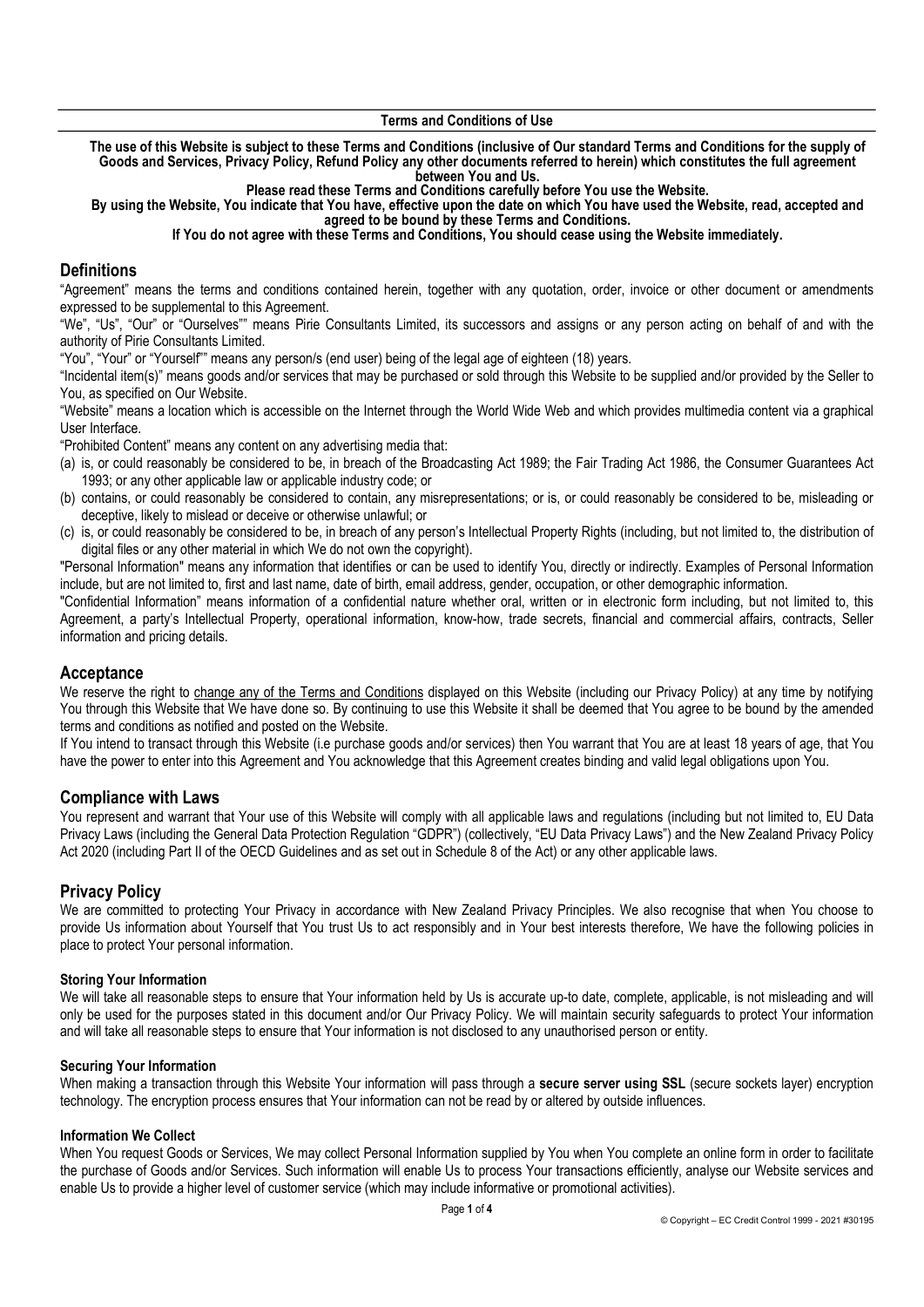**Terms and Conditions of Use**

**The use of this Website is subject to these Terms and Conditions (inclusive of Our standard Terms and Conditions for the supply of Goods and Services, Privacy Policy, Refund Policy any other documents referred to herein) which constitutes the full agreement between You and Us.**

**Please read these Terms and Conditions carefully before You use the Website.**

**By using the Website, You indicate that You have, effective upon the date on which You have used the Website, read, accepted and agreed to be bound by these Terms and Conditions.**

**If You do not agree with these Terms and Conditions, You should cease using the Website immediately.**

## Definitions

"Agreement" means the terms and conditions contained herein, together with any quotation, order, invoice or other document or amendments expressed to be supplemental to this Agreement.

"We", "Us", "Our" or "Ourselves"" means Pirie Consultants Limited, its successors and assigns or any person acting on behalf of and with the authority of Pirie Consultants Limited.

"You", "Your" or "Yourself"" means any person/s (end user) being of the legal age of eighteen (18) years.

"Incidental item(s)" means goods and/or services that may be purchased or sold through this Website to be supplied and/or provided by the Seller to You, as specified on Our Website.

"Website" means a location which is accessible on the Internet through the World Wide Web and which provides multimedia content via a graphical User Interface.

"Prohibited Content" means any content on any advertising media that:

(a) is, or could reasonably be considered to be, in breach of the Broadcasting Act 1989; the Fair Trading Act 1986, the Consumer Guarantees Act 1993; or any other applicable law or applicable industry code; or
(b) contains, or could reasonably be considered to contain, any misrepresentations; or is, or could reasonably be considered to be, misleading or deceptive, likely to mislead or deceive or otherwise unlawful; or
(c) is, or could reasonably be considered to be, in breach of any person's Intellectual Property Rights (including, but not limited to, the distribution of digital files or any other material in which We do not own the copyright).

"Personal Information" means any information that identifies or can be used to identify You, directly or indirectly. Examples of Personal Information include, but are not limited to, first and last name, date of birth, email address, gender, occupation, or other demographic information.

"Confidential Information" means information of a confidential nature whether oral, written or in electronic form including, but not limited to, this Agreement, a party's Intellectual Property, operational information, know-how, trade secrets, financial and commercial affairs, contracts, Seller information and pricing details.

## Acceptance

We reserve the right to change any of the Terms and Conditions displayed on this Website (including our Privacy Policy) at any time by notifying You through this Website that We have done so. By continuing to use this Website it shall be deemed that You agree to be bound by the amended terms and conditions as notified and posted on the Website.

If You intend to transact through this Website (i.e purchase goods and/or services) then You warrant that You are at least 18 years of age, that You have the power to enter into this Agreement and You acknowledge that this Agreement creates binding and valid legal obligations upon You.

## Compliance with Laws

You represent and warrant that Your use of this Website will comply with all applicable laws and regulations (including but not limited to, EU Data Privacy Laws (including the General Data Protection Regulation "GDPR") (collectively, "EU Data Privacy Laws") and the New Zealand Privacy Policy Act 2020 (including Part II of the OECD Guidelines and as set out in Schedule 8 of the Act) or any other applicable laws.

## Privacy Policy

We are committed to protecting Your Privacy in accordance with New Zealand Privacy Principles. We also recognise that when You choose to provide Us information about Yourself that You trust Us to act responsibly and in Your best interests therefore, We have the following policies in place to protect Your personal information.

### Storing Your Information

We will take all reasonable steps to ensure that Your information held by Us is accurate up-to date, complete, applicable, is not misleading and will only be used for the purposes stated in this document and/or Our Privacy Policy. We will maintain security safeguards to protect Your information and will take all reasonable steps to ensure that Your information is not disclosed to any unauthorised person or entity.

### Securing Your Information

When making a transaction through this Website Your information will pass through a **secure server using SSL** (secure sockets layer) encryption technology. The encryption process ensures that Your information can not be read by or altered by outside influences.

### Information We Collect

When You request Goods or Services, We may collect Personal Information supplied by You when You complete an online form in order to facilitate the purchase of Goods and/or Services. Such information will enable Us to process Your transactions efficiently, analyse our Website services and enable Us to provide a higher level of customer service (which may include informative or promotional activities).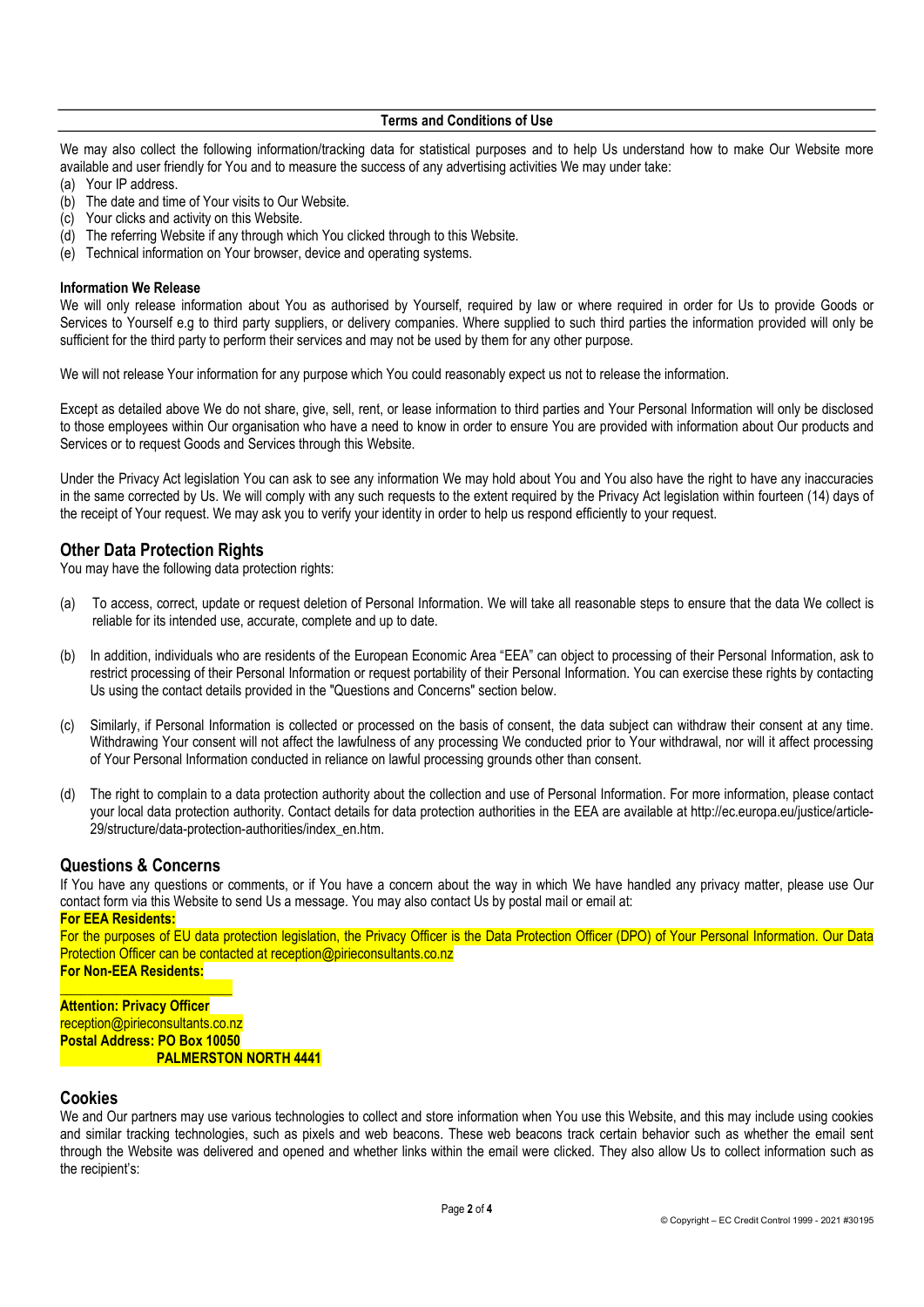We may also collect the following information/tracking data for statistical purposes and to help Us understand how to make Our Website more available and user friendly for You and to measure the success of any advertising activities We may under take:

(a) Your IP address.
(b) The date and time of Your visits to Our Website.
(c) Your clicks and activity on this Website.
(d) The referring Website if any through which You clicked through to this Website.
(e) Technical information on Your browser, device and operating systems.

**Information We Release**

We will only release information about You as authorised by Yourself, required by law or where required in order for Us to provide Goods or Services to Yourself e.g to third party suppliers, or delivery companies. Where supplied to such third parties the information provided will only be sufficient for the third party to perform their services and may not be used by them for any other purpose.

We will not release Your information for any purpose which You could reasonably expect us not to release the information.

Except as detailed above We do not share, give, sell, rent, or lease information to third parties and Your Personal Information will only be disclosed to those employees within Our organisation who have a need to know in order to ensure You are provided with information about Our products and Services or to request Goods and Services through this Website.

Under the Privacy Act legislation You can ask to see any information We may hold about You and You also have the right to have any inaccuracies in the same corrected by Us. We will comply with any such requests to the extent required by the Privacy Act legislation within fourteen (14) days of the receipt of Your request. We may ask you to verify your identity in order to help us respond efficiently to your request.

## Other Data Protection Rights

You may have the following data protection rights:

(a) To access, correct, update or request deletion of Personal Information. We will take all reasonable steps to ensure that the data We collect is reliable for its intended use, accurate, complete and up to date.

(b) In addition, individuals who are residents of the European Economic Area "EEA" can object to processing of their Personal Information, ask to restrict processing of their Personal Information or request portability of their Personal Information. You can exercise these rights by contacting Us using the contact details provided in the "Questions and Concerns" section below.

(c) Similarly, if Personal Information is collected or processed on the basis of consent, the data subject can withdraw their consent at any time. Withdrawing Your consent will not affect the lawfulness of any processing We conducted prior to Your withdrawal, nor will it affect processing of Your Personal Information conducted in reliance on lawful processing grounds other than consent.

(d) The right to complain to a data protection authority about the collection and use of Personal Information. For more information, please contact your local data protection authority. Contact details for data protection authorities in the EEA are available at http://ec.europa.eu/justice/article-29/structure/data-protection-authorities/index_en.htm.

## Questions & Concerns

If You have any questions or comments, or if You have a concern about the way in which We have handled any privacy matter, please use Our contact form via this Website to send Us a message. You may also contact Us by postal mail or email at:

**For EEA Residents:**

For the purposes of EU data protection legislation, the Privacy Officer is the Data Protection Officer (DPO) of Your Personal Information. Our Data Protection Officer can be contacted at reception@pirieconsultants.co.nz

**For Non-EEA Residents:**

**Attention: Privacy Officer**
reception@pirieconsultants.co.nz
**Postal Address: PO Box 10050**
**PALMERSTON NORTH 4441**

## Cookies

We and Our partners may use various technologies to collect and store information when You use this Website, and this may include using cookies and similar tracking technologies, such as pixels and web beacons. These web beacons track certain behavior such as whether the email sent through the Website was delivered and opened and whether links within the email were clicked. They also allow Us to collect information such as the recipient's: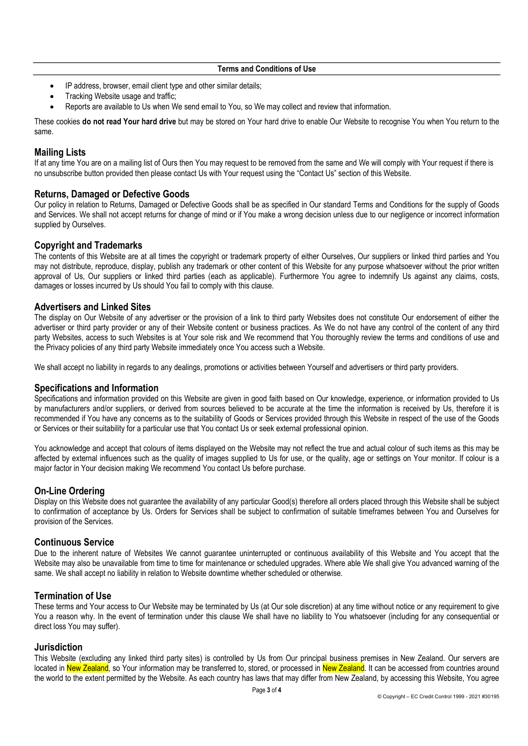- IP address, browser, email client type and other similar details;
- Tracking Website usage and traffic;
- Reports are available to Us when We send email to You, so We may collect and review that information.

These cookies **do not read Your hard drive** but may be stored on Your hard drive to enable Our Website to recognise You when You return to the same.

## Mailing Lists

If at any time You are on a mailing list of Ours then You may request to be removed from the same and We will comply with Your request if there is no unsubscribe button provided then please contact Us with Your request using the "Contact Us" section of this Website.

## Returns, Damaged or Defective Goods

Our policy in relation to Returns, Damaged or Defective Goods shall be as specified in Our standard Terms and Conditions for the supply of Goods and Services. We shall not accept returns for change of mind or if You make a wrong decision unless due to our negligence or incorrect information supplied by Ourselves.

## Copyright and Trademarks

The contents of this Website are at all times the copyright or trademark property of either Ourselves, Our suppliers or linked third parties and You may not distribute, reproduce, display, publish any trademark or other content of this Website for any purpose whatsoever without the prior written approval of Us, Our suppliers or linked third parties (each as applicable). Furthermore You agree to indemnify Us against any claims, costs, damages or losses incurred by Us should You fail to comply with this clause.

## Advertisers and Linked Sites

The display on Our Website of any advertiser or the provision of a link to third party Websites does not constitute Our endorsement of either the advertiser or third party provider or any of their Website content or business practices. As We do not have any control of the content of any third party Websites, access to such Websites is at Your sole risk and We recommend that You thoroughly review the terms and conditions of use and the Privacy policies of any third party Website immediately once You access such a Website.

We shall accept no liability in regards to any dealings, promotions or activities between Yourself and advertisers or third party providers.

## Specifications and Information

Specifications and information provided on this Website are given in good faith based on Our knowledge, experience, or information provided to Us by manufacturers and/or suppliers, or derived from sources believed to be accurate at the time the information is received by Us, therefore it is recommended if You have any concerns as to the suitability of Goods or Services provided through this Website in respect of the use of the Goods or Services or their suitability for a particular use that You contact Us or seek external professional opinion.

You acknowledge and accept that colours of items displayed on the Website may not reflect the true and actual colour of such items as this may be affected by external influences such as the quality of images supplied to Us for use, or the quality, age or settings on Your monitor. If colour is a major factor in Your decision making We recommend You contact Us before purchase.

## On-Line Ordering

Display on this Website does not guarantee the availability of any particular Good(s) therefore all orders placed through this Website shall be subject to confirmation of acceptance by Us. Orders for Services shall be subject to confirmation of suitable timeframes between You and Ourselves for provision of the Services.

## Continuous Service

Due to the inherent nature of Websites We cannot guarantee uninterrupted or continuous availability of this Website and You accept that the Website may also be unavailable from time to time for maintenance or scheduled upgrades. Where able We shall give You advanced warning of the same. We shall accept no liability in relation to Website downtime whether scheduled or otherwise.

## Termination of Use

These terms and Your access to Our Website may be terminated by Us (at Our sole discretion) at any time without notice or any requirement to give You a reason why. In the event of termination under this clause We shall have no liability to You whatsoever (including for any consequential or direct loss You may suffer).

## Jurisdiction

This Website (excluding any linked third party sites) is controlled by Us from Our principal business premises in New Zealand. Our servers are located in New Zealand, so Your information may be transferred to, stored, or processed in New Zealand. It can be accessed from countries around the world to the extent permitted by the Website. As each country has laws that may differ from New Zealand, by accessing this Website, You agree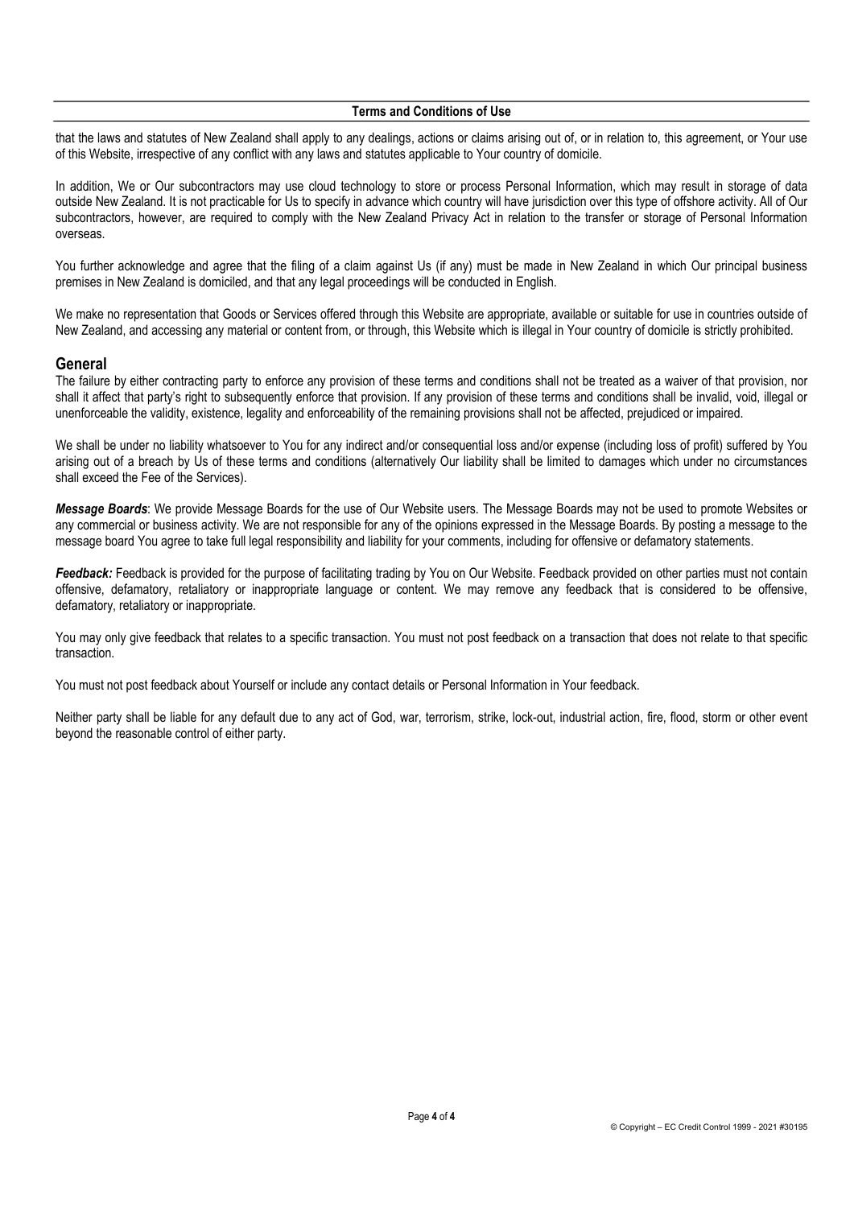that the laws and statutes of New Zealand shall apply to any dealings, actions or claims arising out of, or in relation to, this agreement, or Your use of this Website, irrespective of any conflict with any laws and statutes applicable to Your country of domicile.

In addition, We or Our subcontractors may use cloud technology to store or process Personal Information, which may result in storage of data outside New Zealand. It is not practicable for Us to specify in advance which country will have jurisdiction over this type of offshore activity. All of Our subcontractors, however, are required to comply with the New Zealand Privacy Act in relation to the transfer or storage of Personal Information overseas.

You further acknowledge and agree that the filing of a claim against Us (if any) must be made in New Zealand in which Our principal business premises in New Zealand is domiciled, and that any legal proceedings will be conducted in English.

We make no representation that Goods or Services offered through this Website are appropriate, available or suitable for use in countries outside of New Zealand, and accessing any material or content from, or through, this Website which is illegal in Your country of domicile is strictly prohibited.

## General

The failure by either contracting party to enforce any provision of these terms and conditions shall not be treated as a waiver of that provision, nor shall it affect that party's right to subsequently enforce that provision. If any provision of these terms and conditions shall be invalid, void, illegal or unenforceable the validity, existence, legality and enforceability of the remaining provisions shall not be affected, prejudiced or impaired.

We shall be under no liability whatsoever to You for any indirect and/or consequential loss and/or expense (including loss of profit) suffered by You arising out of a breach by Us of these terms and conditions (alternatively Our liability shall be limited to damages which under no circumstances shall exceed the Fee of the Services).

***Message Boards***: We provide Message Boards for the use of Our Website users. The Message Boards may not be used to promote Websites or any commercial or business activity. We are not responsible for any of the opinions expressed in the Message Boards. By posting a message to the message board You agree to take full legal responsibility and liability for your comments, including for offensive or defamatory statements.

***Feedback:*** Feedback is provided for the purpose of facilitating trading by You on Our Website. Feedback provided on other parties must not contain offensive, defamatory, retaliatory or inappropriate language or content. We may remove any feedback that is considered to be offensive, defamatory, retaliatory or inappropriate.

You may only give feedback that relates to a specific transaction. You must not post feedback on a transaction that does not relate to that specific transaction.

You must not post feedback about Yourself or include any contact details or Personal Information in Your feedback.

Neither party shall be liable for any default due to any act of God, war, terrorism, strike, lock-out, industrial action, fire, flood, storm or other event beyond the reasonable control of either party.

© Copyright – EC Credit Control 1999 - 2021 #30195